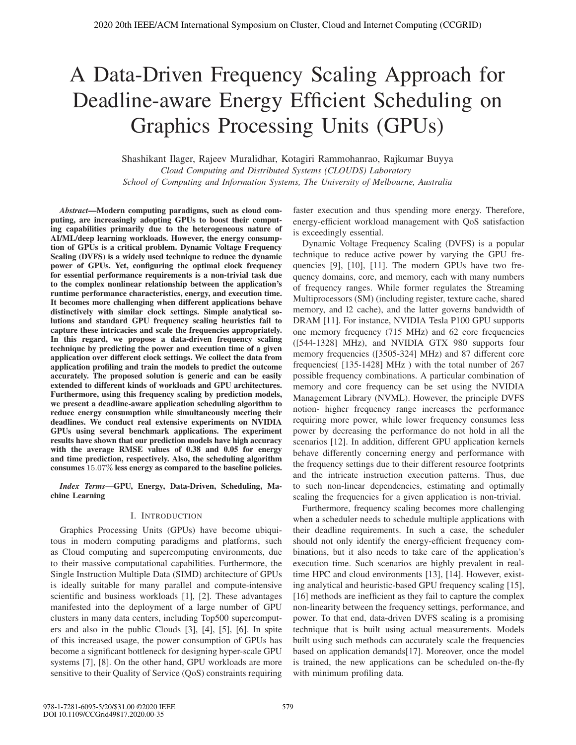# A Data-Driven Frequency Scaling Approach for Deadline-aware Energy Efficient Scheduling on Graphics Processing Units (GPUs)

Shashikant Ilager, Rajeev Muralidhar, Kotagiri Rammohanrao, Rajkumar Buyya

*Cloud Computing and Distributed Systems (CLOUDS) Laboratory*
*School of Computing and Information Systems, The University of Melbourne, Australia*

***Abstract*—Modern computing paradigms, such as cloud computing, are increasingly adopting GPUs to boost their computing capabilities primarily due to the heterogeneous nature of AI/ML/deep learning workloads. However, the energy consumption of GPUs is a critical problem. Dynamic Voltage Frequency Scaling (DVFS) is a widely used technique to reduce the dynamic power of GPUs. Yet, configuring the optimal clock frequency for essential performance requirements is a non-trivial task due to the complex nonlinear relationship between the application's runtime performance characteristics, energy, and execution time. It becomes more challenging when different applications behave distinctively with similar clock settings. Simple analytical solutions and standard GPU frequency scaling heuristics fail to capture these intricacies and scale the frequencies appropriately. In this regard, we propose a data-driven frequency scaling technique by predicting the power and execution time of a given application over different clock settings. We collect the data from application profiling and train the models to predict the outcome accurately. The proposed solution is generic and can be easily extended to different kinds of workloads and GPU architectures. Furthermore, using this frequency scaling by prediction models, we present a deadline-aware application scheduling algorithm to reduce energy consumption while simultaneously meeting their deadlines. We conduct real extensive experiments on NVIDIA GPUs using several benchmark applications. The experiment results have shown that our prediction models have high accuracy with the average RMSE values of 0.38 and 0.05 for energy and time prediction, respectively. Also, the scheduling algorithm consumes $15.07\%$ less energy as compared to the baseline policies.**

***Index Terms*—GPU, Energy, Data-Driven, Scheduling, Machine Learning**

## I. Introduction

Graphics Processing Units (GPUs) have become ubiquitous in modern computing paradigms and platforms, such as Cloud computing and supercomputing environments, due to their massive computational capabilities. Furthermore, the Single Instruction Multiple Data (SIMD) architecture of GPUs is ideally suitable for many parallel and compute-intensive scientific and business workloads [1], [2]. These advantages manifested into the deployment of a large number of GPU clusters in many data centers, including Top500 supercomputers and also in the public Clouds [3], [4], [5], [6]. In spite of this increased usage, the power consumption of GPUs has become a significant bottleneck for designing hyper-scale GPU systems [7], [8]. On the other hand, GPU workloads are more sensitive to their Quality of Service (QoS) constraints requiring faster execution and thus spending more energy. Therefore, energy-efficient workload management with QoS satisfaction is exceedingly essential.

Dynamic Voltage Frequency Scaling (DVFS) is a popular technique to reduce active power by varying the GPU frequencies [9], [10], [11]. The modern GPUs have two frequency domains, core, and memory, each with many numbers of frequency ranges. While former regulates the Streaming Multiprocessors (SM) (including register, texture cache, shared memory, and l2 cache), and the latter governs bandwidth of DRAM [11]. For instance, NVIDIA Tesla P100 GPU supports one memory frequency (715 MHz) and 62 core frequencies ([544-1328] MHz), and NVIDIA GTX 980 supports four memory frequencies ([3505-324] MHz) and 87 different core frequencies( [135-1428] MHz ) with the total number of 267 possible frequency combinations. A particular combination of memory and core frequency can be set using the NVIDIA Management Library (NVML). However, the principle DVFS notion- higher frequency range increases the performance requiring more power, while lower frequency consumes less power by decreasing the performance do not hold in all the scenarios [12]. In addition, different GPU application kernels behave differently concerning energy and performance with the frequency settings due to their different resource footprints and the intricate instruction execution patterns. Thus, due to such non-linear dependencies, estimating and optimally scaling the frequencies for a given application is non-trivial.

Furthermore, frequency scaling becomes more challenging when a scheduler needs to schedule multiple applications with their deadline requirements. In such a case, the scheduler should not only identify the energy-efficient frequency combinations, but it also needs to take care of the application's execution time. Such scenarios are highly prevalent in real-time HPC and cloud environments [13], [14]. However, existing analytical and heuristic-based GPU frequency scaling [15], [16] methods are inefficient as they fail to capture the complex non-linearity between the frequency settings, performance, and power. To that end, data-driven DVFS scaling is a promising technique that is built using actual measurements. Models built using such methods can accurately scale the frequencies based on application demands[17]. Moreover, once the model is trained, the new applications can be scheduled on-the-fly with minimum profiling data.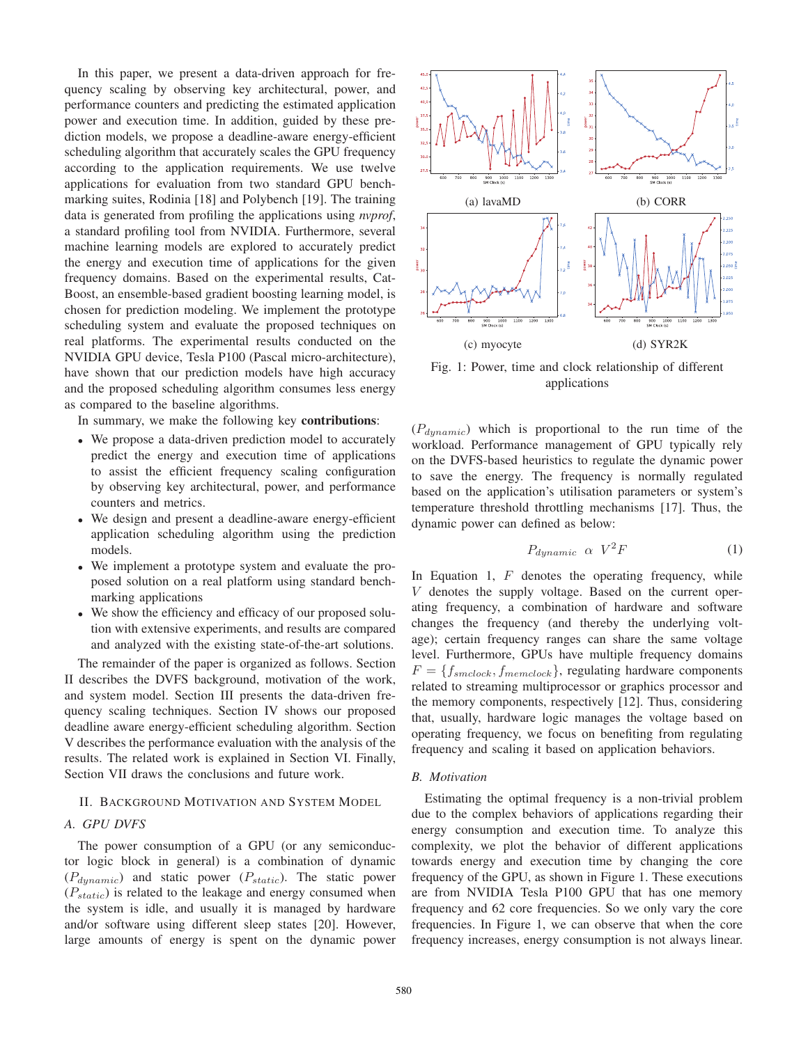In this paper, we present a data-driven approach for frequency scaling by observing key architectural, power, and performance counters and predicting the estimated application power and execution time. In addition, guided by these prediction models, we propose a deadline-aware energy-efficient scheduling algorithm that accurately scales the GPU frequency according to the application requirements. We use twelve applications for evaluation from two standard GPU benchmarking suites, Rodinia [18] and Polybench [19]. The training data is generated from profiling the applications using *nvprof*, a standard profiling tool from NVIDIA. Furthermore, several machine learning models are explored to accurately predict the energy and execution time of applications for the given frequency domains. Based on the experimental results, CatBoost, an ensemble-based gradient boosting learning model, is chosen for prediction modeling. We implement the prototype scheduling system and evaluate the proposed techniques on real platforms. The experimental results conducted on the NVIDIA GPU device, Tesla P100 (Pascal micro-architecture), have shown that our prediction models have high accuracy and the proposed scheduling algorithm consumes less energy as compared to the baseline algorithms.

In summary, we make the following key **contributions**:

- We propose a data-driven prediction model to accurately predict the energy and execution time of applications to assist the efficient frequency scaling configuration by observing key architectural, power, and performance counters and metrics.
- We design and present a deadline-aware energy-efficient application scheduling algorithm using the prediction models.
- We implement a prototype system and evaluate the proposed solution on a real platform using standard benchmarking applications
- We show the efficiency and efficacy of our proposed solution with extensive experiments, and results are compared and analyzed with the existing state-of-the-art solutions.

The remainder of the paper is organized as follows. Section II describes the DVFS background, motivation of the work, and system model. Section III presents the data-driven frequency scaling techniques. Section IV shows our proposed deadline aware energy-efficient scheduling algorithm. Section V describes the performance evaluation with the analysis of the results. The related work is explained in Section VI. Finally, Section VII draws the conclusions and future work.

## II. Background Motivation and System Model

### A. GPU DVFS

The power consumption of a GPU (or any semiconductor logic block in general) is a combination of dynamic ($P_{dynamic}$) and static power ($P_{static}$). The static power ($P_{static}$) is related to the leakage and energy consumed when the system is idle, and usually it is managed by hardware and/or software using different sleep states [20]. However, large amounts of energy is spent on the dynamic power

(a) lavaMD

(b) CORR

(c) myocyte

(d) SYR2K

Fig. 1: Power, time and clock relationship of different applications

($P_{dynamic}$) which is proportional to the run time of the workload. Performance management of GPU typically rely on the DVFS-based heuristics to regulate the dynamic power to save the energy. The frequency is normally regulated based on the application's utilisation parameters or system's temperature threshold throttling mechanisms [17]. Thus, the dynamic power can defined as below:

$$P_{dynamic} \;\; \alpha \;\; V^2 F \tag{1}$$

In Equation 1, $F$ denotes the operating frequency, while $V$ denotes the supply voltage. Based on the current operating frequency, a combination of hardware and software changes the frequency (and thereby the underlying voltage); certain frequency ranges can share the same voltage level. Furthermore, GPUs have multiple frequency domains $F = \{f_{smclock}, f_{memclock}\}$, regulating hardware components related to streaming multiprocessor or graphics processor and the memory components, respectively [12]. Thus, considering that, usually, hardware logic manages the voltage based on operating frequency, we focus on benefiting from regulating frequency and scaling it based on application behaviors.

### B. Motivation

Estimating the optimal frequency is a non-trivial problem due to the complex behaviors of applications regarding their energy consumption and execution time. To analyze this complexity, we plot the behavior of different applications towards energy and execution time by changing the core frequency of the GPU, as shown in Figure 1. These executions are from NVIDIA Tesla P100 GPU that has one memory frequency and 62 core frequencies. So we only vary the core frequencies. In Figure 1, we can observe that when the core frequency increases, energy consumption is not always linear.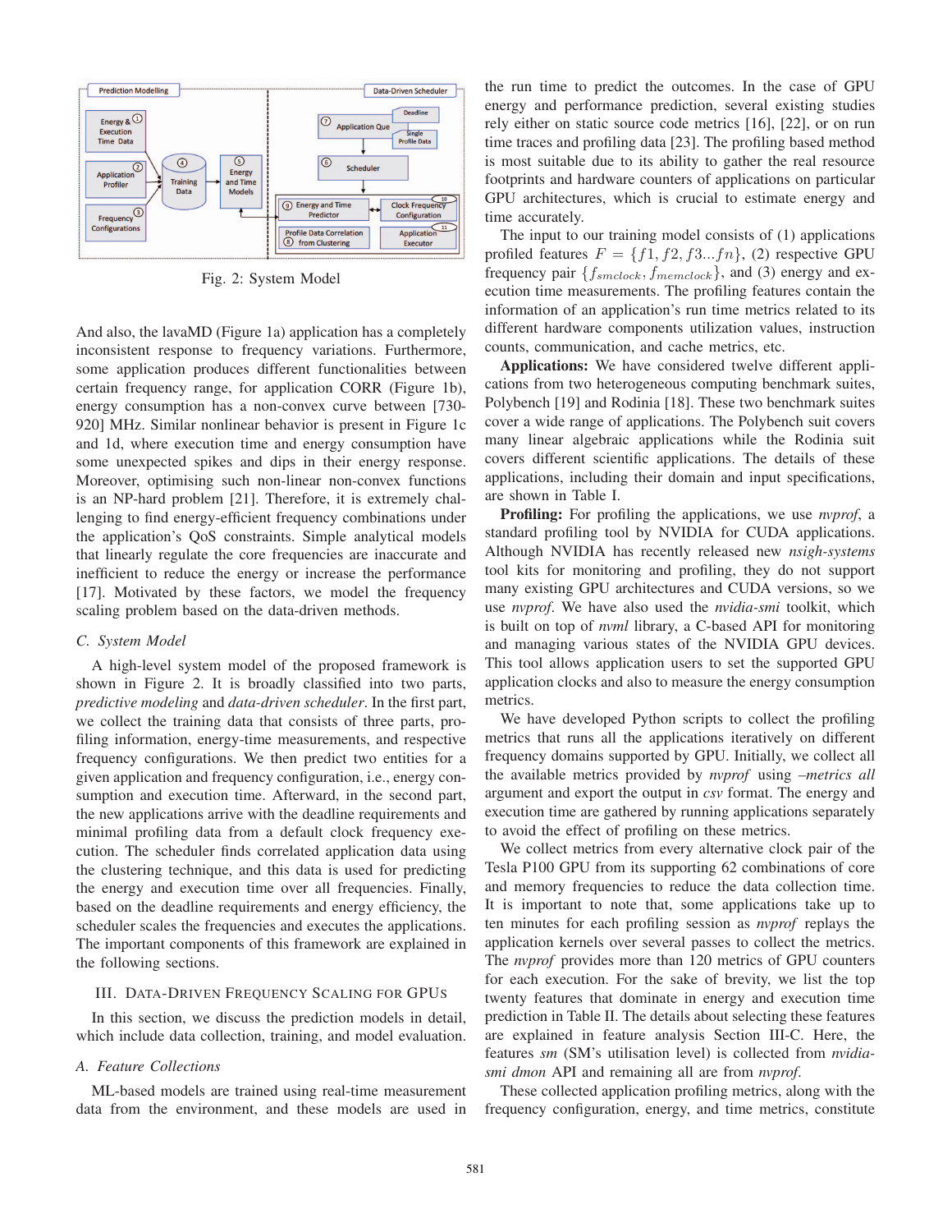Fig. 2: System Model

And also, the lavaMD (Figure 1a) application has a completely inconsistent response to frequency variations. Furthermore, some application produces different functionalities between certain frequency range, for application CORR (Figure 1b), energy consumption has a non-convex curve between [730-920] MHz. Similar nonlinear behavior is present in Figure 1c and 1d, where execution time and energy consumption have some unexpected spikes and dips in their energy response. Moreover, optimising such non-linear non-convex functions is an NP-hard problem [21]. Therefore, it is extremely challenging to find energy-efficient frequency combinations under the application's QoS constraints. Simple analytical models that linearly regulate the core frequencies are inaccurate and inefficient to reduce the energy or increase the performance [17]. Motivated by these factors, we model the frequency scaling problem based on the data-driven methods.

### C. System Model

A high-level system model of the proposed framework is shown in Figure 2. It is broadly classified into two parts, *predictive modeling* and *data-driven scheduler*. In the first part, we collect the training data that consists of three parts, profiling information, energy-time measurements, and respective frequency configurations. We then predict two entities for a given application and frequency configuration, i.e., energy consumption and execution time. Afterward, in the second part, the new applications arrive with the deadline requirements and minimal profiling data from a default clock frequency execution. The scheduler finds correlated application data using the clustering technique, and this data is used for predicting the energy and execution time over all frequencies. Finally, based on the deadline requirements and energy efficiency, the scheduler scales the frequencies and executes the applications. The important components of this framework are explained in the following sections.

## III. Data-Driven Frequency Scaling for GPUs

In this section, we discuss the prediction models in detail, which include data collection, training, and model evaluation.

### A. Feature Collections

ML-based models are trained using real-time measurement data from the environment, and these models are used in the run time to predict the outcomes. In the case of GPU energy and performance prediction, several existing studies rely either on static source code metrics [16], [22], or on run time traces and profiling data [23]. The profiling based method is most suitable due to its ability to gather the real resource footprints and hardware counters of applications on particular GPU architectures, which is crucial to estimate energy and time accurately.

The input to our training model consists of (1) applications profiled features $F = \{f1, f2, f3...fn\}$, (2) respective GPU frequency pair $\{f_{smclock}, f_{memclock}\}$, and (3) energy and execution time measurements. The profiling features contain the information of an application's run time metrics related to its different hardware components utilization values, instruction counts, communication, and cache metrics, etc.

**Applications:** We have considered twelve different applications from two heterogeneous computing benchmark suites, Polybench [19] and Rodinia [18]. These two benchmark suites cover a wide range of applications. The Polybench suit covers many linear algebraic applications while the Rodinia suit covers different scientific applications. The details of these applications, including their domain and input specifications, are shown in Table I.

**Profiling:** For profiling the applications, we use *nvprof*, a standard profiling tool by NVIDIA for CUDA applications. Although NVIDIA has recently released new *nsigh-systems* tool kits for monitoring and profiling, they do not support many existing GPU architectures and CUDA versions, so we use *nvprof*. We have also used the *nvidia-smi* toolkit, which is built on top of *nvml* library, a C-based API for monitoring and managing various states of the NVIDIA GPU devices. This tool allows application users to set the supported GPU application clocks and also to measure the energy consumption metrics.

We have developed Python scripts to collect the profiling metrics that runs all the applications iteratively on different frequency domains supported by GPU. Initially, we collect all the available metrics provided by *nvprof* using *–metrics all* argument and export the output in *csv* format. The energy and execution time are gathered by running applications separately to avoid the effect of profiling on these metrics.

We collect metrics from every alternative clock pair of the Tesla P100 GPU from its supporting 62 combinations of core and memory frequencies to reduce the data collection time. It is important to note that, some applications take up to ten minutes for each profiling session as *nvprof* replays the application kernels over several passes to collect the metrics. The *nvprof* provides more than 120 metrics of GPU counters for each execution. For the sake of brevity, we list the top twenty features that dominate in energy and execution time prediction in Table II. The details about selecting these features are explained in feature analysis Section III-C. Here, the features *sm* (SM's utilisation level) is collected from *nvidia-smi dmon* API and remaining all are from *nvprof*.

These collected application profiling metrics, along with the frequency configuration, energy, and time metrics, constitute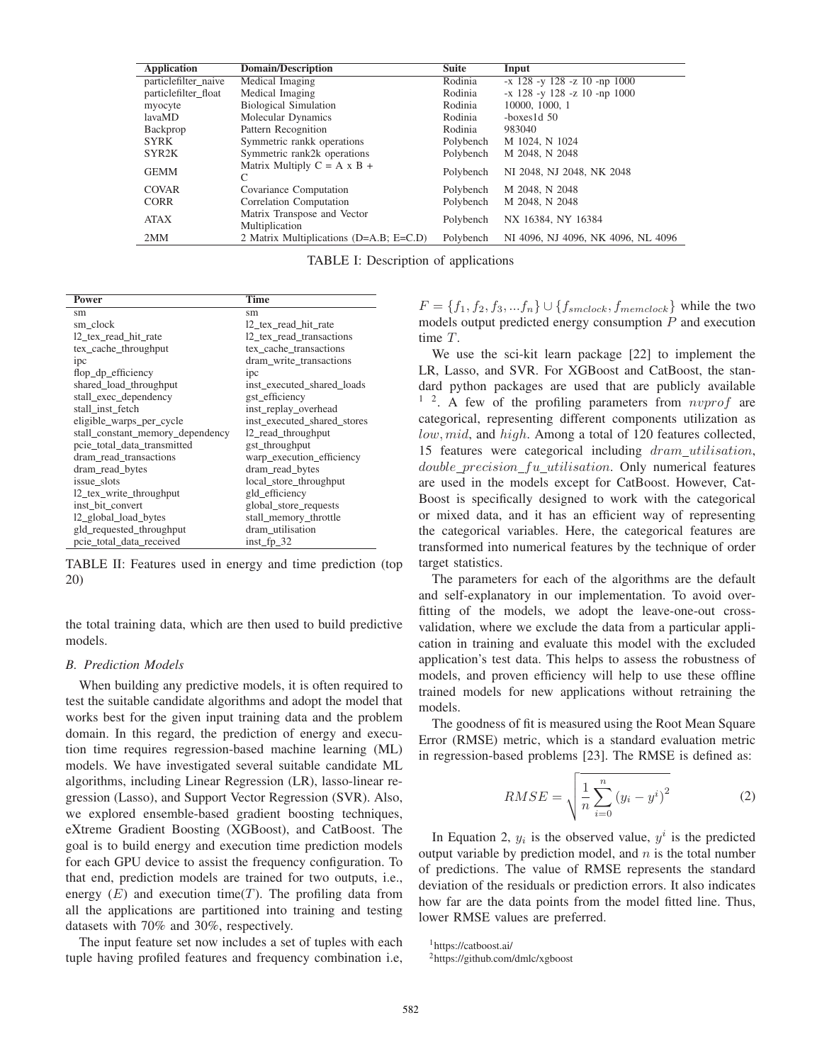| Application | Domain/Description | Suite | Input |
|---|---|---|---|
| particlefilter_naive | Medical Imaging | Rodinia | -x 128 -y 128 -z 10 -np 1000 |
| particlefilter_float | Medical Imaging | Rodinia | -x 128 -y 128 -z 10 -np 1000 |
| myocyte | Biological Simulation | Rodinia | 10000, 1000, 1 |
| lavaMD | Molecular Dynamics | Rodinia | -boxes1d 50 |
| Backprop | Pattern Recognition | Rodinia | 983040 |
| SYRK | Symmetric rankk operations | Polybench | M 1024, N 1024 |
| SYR2K | Symmetric rank2k operations | Polybench | M 2048, N 2048 |
| GEMM | Matrix Multiply C = A x B + C | Polybench | NI 2048, NJ 2048, NK 2048 |
| COVAR | Covariance Computation | Polybench | M 2048, N 2048 |
| CORR | Correlation Computation | Polybench | M 2048, N 2048 |
| ATAX | Matrix Transpose and Vector Multiplication | Polybench | NX 16384, NY 16384 |
| 2MM | 2 Matrix Multiplications (D=A.B; E=C.D) | Polybench | NI 4096, NJ 4096, NK 4096, NL 4096 |

TABLE I: Description of applications

| Power | Time |
|---|---|
| sm | sm |
| sm_clock | l2_tex_read_hit_rate |
| l2_tex_read_hit_rate | l2_tex_read_transactions |
| tex_cache_throughput | tex_cache_transactions |
| ipc | dram_write_transactions |
| flop_dp_efficiency | ipc |
| shared_load_throughput | inst_executed_shared_loads |
| stall_exec_dependency | gst_efficiency |
| stall_inst_fetch | inst_replay_overhead |
| eligible_warps_per_cycle | inst_executed_shared_stores |
| stall_constant_memory_dependency | l2_read_throughput |
| pcie_total_data_transmitted | gst_throughput |
| dram_read_transactions | warp_execution_efficiency |
| dram_read_bytes | dram_read_bytes |
| issue_slots | local_store_throughput |
| l2_tex_write_throughput | gld_efficiency |
| inst_bit_convert | global_store_requests |
| l2_global_load_bytes | stall_memory_throttle |
| gld_requested_throughput | dram_utilisation |
| pcie_total_data_received | inst_fp_32 |

TABLE II: Features used in energy and time prediction (top 20)

the total training data, which are then used to build predictive models.

### B. Prediction Models

When building any predictive models, it is often required to test the suitable candidate algorithms and adopt the model that works best for the given input training data and the problem domain. In this regard, the prediction of energy and execution time requires regression-based machine learning (ML) models. We have investigated several suitable candidate ML algorithms, including Linear Regression (LR), lasso-linear regression (Lasso), and Support Vector Regression (SVR). Also, we explored ensemble-based gradient boosting techniques, eXtreme Gradient Boosting (XGBoost), and CatBoost. The goal is to build energy and execution time prediction models for each GPU device to assist the frequency configuration. To that end, prediction models are trained for two outputs, i.e., energy ($E$) and execution time($T$). The profiling data from all the applications are partitioned into training and testing datasets with 70% and 30%, respectively.

The input feature set now includes a set of tuples with each tuple having profiled features and frequency combination i.e, $F = \{f_1, f_2, f_3, ...f_n\} \cup \{f_{smclock}, f_{memclock}\}$ while the two models output predicted energy consumption $P$ and execution time $T$.

We use the sci-kit learn package [22] to implement the LR, Lasso, and SVR. For XGBoost and CatBoost, the standard python packages are used that are publicly available [1] [2]. A few of the profiling parameters from $nvprof$ are categorical, representing different components utilization as $low, mid$, and $high$. Among a total of 120 features collected, 15 features were categorical including $dram\_utilisation$, $double\_precision\_fu\_utilisation$. Only numerical features are used in the models except for CatBoost. However, CatBoost is specifically designed to work with the categorical or mixed data, and it has an efficient way of representing the categorical variables. Here, the categorical features are transformed into numerical features by the technique of order target statistics.

The parameters for each of the algorithms are the default and self-explanatory in our implementation. To avoid overfitting of the models, we adopt the leave-one-out cross-validation, where we exclude the data from a particular application in training and evaluate this model with the excluded application's test data. This helps to assess the robustness of models, and proven efficiency will help to use these offline trained models for new applications without retraining the models.

The goodness of fit is measured using the Root Mean Square Error (RMSE) metric, which is a standard evaluation metric in regression-based problems [23]. The RMSE is defined as:

$$RMSE = \sqrt{\frac{1}{n}\sum_{i=0}^{n}\left(y_i - y^i\right)^2} \tag{2}$$

In Equation 2, $y_i$ is the observed value, $y^i$ is the predicted output variable by prediction model, and $n$ is the total number of predictions. The value of RMSE represents the standard deviation of the residuals or prediction errors. It also indicates how far are the data points from the model fitted line. Thus, lower RMSE values are preferred.

[1] https://catboost.ai/

[2] https://github.com/dmlc/xgboost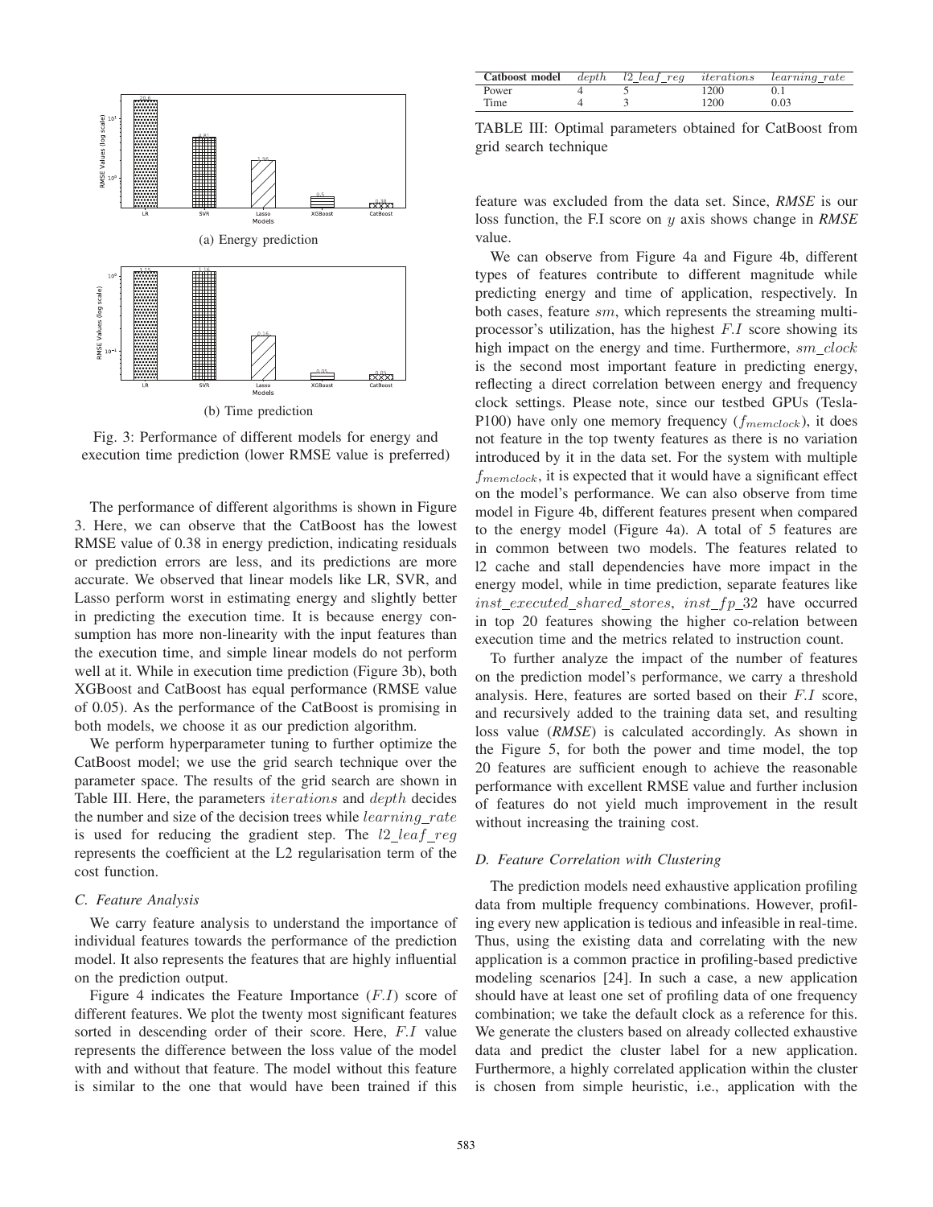(a) Energy prediction

(b) Time prediction

Fig. 3: Performance of different models for energy and execution time prediction (lower RMSE value is preferred)

The performance of different algorithms is shown in Figure 3. Here, we can observe that the CatBoost has the lowest RMSE value of 0.38 in energy prediction, indicating residuals or prediction errors are less, and its predictions are more accurate. We observed that linear models like LR, SVR, and Lasso perform worst in estimating energy and slightly better in predicting the execution time. It is because energy consumption has more non-linearity with the input features than the execution time, and simple linear models do not perform well at it. While in execution time prediction (Figure 3b), both XGBoost and CatBoost has equal performance (RMSE value of 0.05). As the performance of the CatBoost is promising in both models, we choose it as our prediction algorithm.

We perform hyperparameter tuning to further optimize the CatBoost model; we use the grid search technique over the parameter space. The results of the grid search are shown in Table III. Here, the parameters $iterations$ and $depth$ decides the number and size of the decision trees while $learning\_rate$ is used for reducing the gradient step. The $l2\_leaf\_reg$ represents the coefficient at the L2 regularisation term of the cost function.

### C. Feature Analysis

We carry feature analysis to understand the importance of individual features towards the performance of the prediction model. It also represents the features that are highly influential on the prediction output.

Figure 4 indicates the Feature Importance ($F.I$) score of different features. We plot the twenty most significant features sorted in descending order of their score. Here, $F.I$ value represents the difference between the loss value of the model with and without that feature. The model without this feature is similar to the one that would have been trained if this feature was excluded from the data set. Since, ***RMSE*** is our loss function, the F.I score on $y$ axis shows change in ***RMSE*** value.

| **Catboost model** | $depth$ | $l2\_leaf\_reg$ | $iterations$ | $learning\_rate$ |
|---|---|---|---|---|
| Power | 4 | 5 | 1200 | 0.1 |
| Time | 4 | 3 | 1200 | 0.03 |

TABLE III: Optimal parameters obtained for CatBoost from grid search technique

We can observe from Figure 4a and Figure 4b, different types of features contribute to different magnitude while predicting energy and time of application, respectively. In both cases, feature $sm$, which represents the streaming multiprocessor's utilization, has the highest $F.I$ score showing its high impact on the energy and time. Furthermore, $sm\_clock$ is the second most important feature in predicting energy, reflecting a direct correlation between energy and frequency clock settings. Please note, since our testbed GPUs (Tesla-P100) have only one memory frequency ($f_{memclock}$), it does not feature in the top twenty features as there is no variation introduced by it in the data set. For the system with multiple $f_{memclock}$, it is expected that it would have a significant effect on the model's performance. We can also observe from time model in Figure 4b, different features present when compared to the energy model (Figure 4a). A total of 5 features are in common between two models. The features related to l2 cache and stall dependencies have more impact in the energy model, while in time prediction, separate features like $inst\_executed\_shared\_stores$, $inst\_fp\_32$ have occurred in top 20 features showing the higher co-relation between execution time and the metrics related to instruction count.

To further analyze the impact of the number of features on the prediction model's performance, we carry a threshold analysis. Here, features are sorted based on their $F.I$ score, and recursively added to the training data set, and resulting loss value (***RMSE***) is calculated accordingly. As shown in the Figure 5, for both the power and time model, the top 20 features are sufficient enough to achieve the reasonable performance with excellent RMSE value and further inclusion of features do not yield much improvement in the result without increasing the training cost.

### D. Feature Correlation with Clustering

The prediction models need exhaustive application profiling data from multiple frequency combinations. However, profiling every new application is tedious and infeasible in real-time. Thus, using the existing data and correlating with the new application is a common practice in profiling-based predictive modeling scenarios [24]. In such a case, a new application should have at least one set of profiling data of one frequency combination; we take the default clock as a reference for this. We generate the clusters based on already collected exhaustive data and predict the cluster label for a new application. Furthermore, a highly correlated application within the cluster is chosen from simple heuristic, i.e., application with the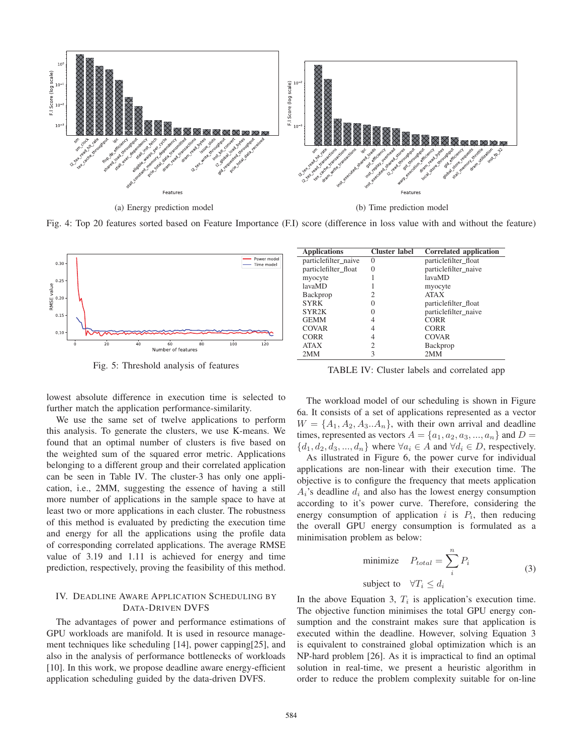(a) Energy prediction model

(b) Time prediction model

Fig. 4: Top 20 features sorted based on Feature Importance (F.I) score (difference in loss value with and without the feature)

Fig. 5: Threshold analysis of features

| Applications | Cluster label | Correlated application |
| --- | --- | --- |
| particlefilter_naive | 0 | particlefilter_float |
| particlefilter_float | 0 | particlefilter_naive |
| myocyte | 1 | lavaMD |
| lavaMD | 1 | myocyte |
| Backprop | 2 | ATAX |
| SYRK | 0 | particlefilter_float |
| SYR2K | 0 | particlefilter_naive |
| GEMM | 4 | CORR |
| COVAR | 4 | CORR |
| CORR | 4 | COVAR |
| ATAX | 2 | Backprop |
| 2MM | 3 | 2MM |

TABLE IV: Cluster labels and correlated app

lowest absolute difference in execution time is selected to further match the application performance-similarity.

We use the same set of twelve applications to perform this analysis. To generate the clusters, we use K-means. We found that an optimal number of clusters is five based on the weighted sum of the squared error metric. Applications belonging to a different group and their correlated application can be seen in Table IV. The cluster-3 has only one application, i.e., 2MM, suggesting the essence of having a still more number of applications in the sample space to have at least two or more applications in each cluster. The robustness of this method is evaluated by predicting the execution time and energy for all the applications using the profile data of corresponding correlated applications. The average RMSE value of 3.19 and 1.11 is achieved for energy and time prediction, respectively, proving the feasibility of this method.

## IV. Deadline Aware Application Scheduling by Data-Driven DVFS

The advantages of power and performance estimations of GPU workloads are manifold. It is used in resource management techniques like scheduling [14], power capping[25], and also in the analysis of performance bottlenecks of workloads [10]. In this work, we propose deadline aware energy-efficient application scheduling guided by the data-driven DVFS.

The workload model of our scheduling is shown in Figure 6a. It consists of a set of applications represented as a vector $W = \{A_1, A_2, A_3..A_n\}$, with their own arrival and deadline times, represented as vectors $A = \{a_1, a_2, a_3, ..., a_n\}$ and $D = \{d_1, d_2, d_3, ..., d_n\}$ where $\forall a_i \in A$ and $\forall d_i \in D$, respectively.

As illustrated in Figure 6, the power curve for individual applications are non-linear with their execution time. The objective is to configure the frequency that meets application $A_i$'s deadline $d_i$ and also has the lowest energy consumption according to it's power curve. Therefore, considering the energy consumption of application $i$ is $P_i$, then reducing the overall GPU energy consumption is formulated as a minimisation problem as below:

$$
\begin{aligned}
\text{minimize} \quad & P_{total} = \sum_{i}^{n} P_i \\
\text{subject to} \quad & \forall T_i \leq d_i
\end{aligned}
\tag{3}
$$

In the above Equation 3, $T_i$ is application's execution time. The objective function minimises the total GPU energy consumption and the constraint makes sure that application is executed within the deadline. However, solving Equation 3 is equivalent to constrained global optimization which is an NP-hard problem [26]. As it is impractical to find an optimal solution in real-time, we present a heuristic algorithm in order to reduce the problem complexity suitable for on-line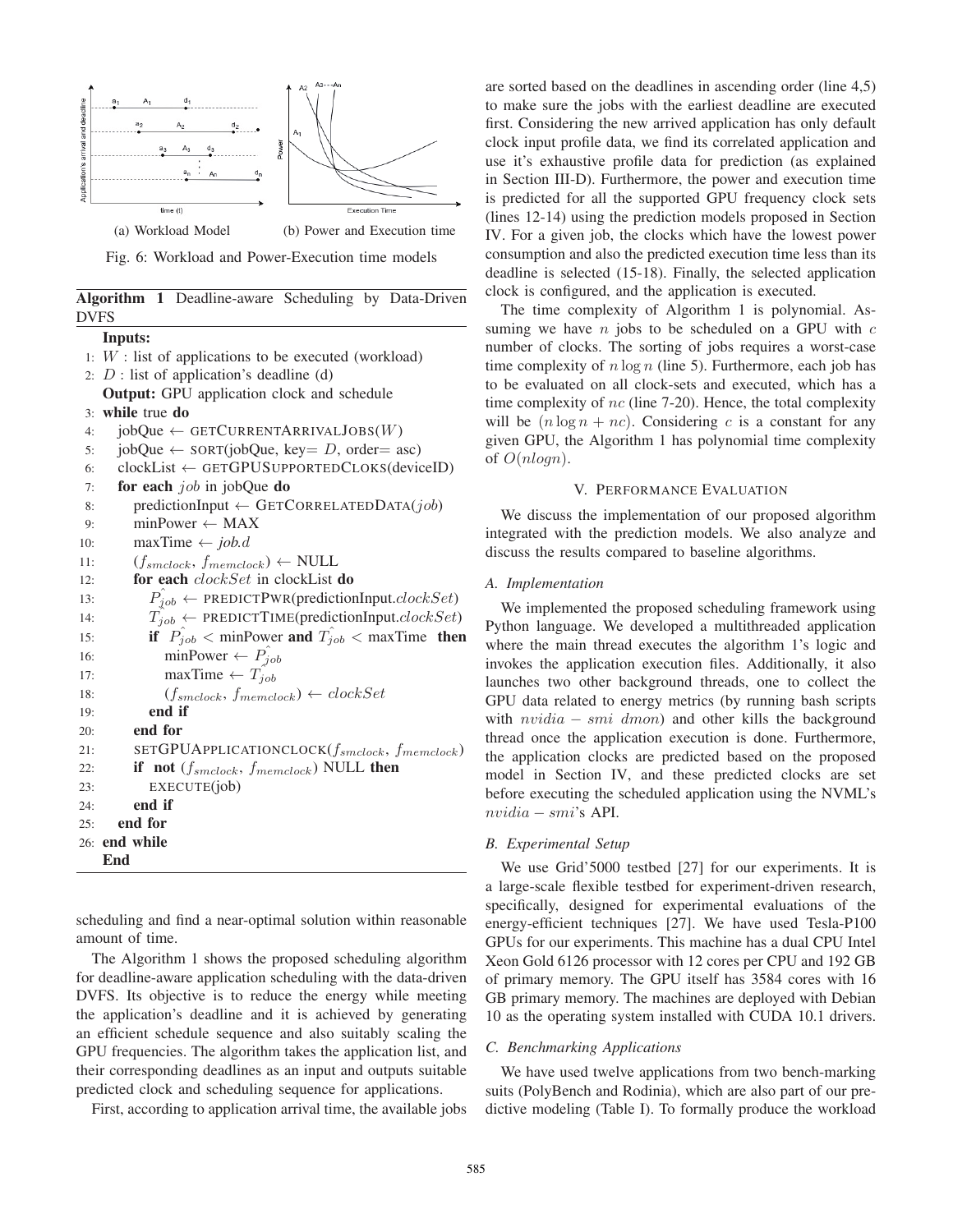(a) Workload Model

(b) Power and Execution time

Fig. 6: Workload and Power-Execution time models

**Algorithm 1** Deadline-aware Scheduling by Data-Driven DVFS

```
Inputs:
1: W : list of applications to be executed (workload)
2: D : list of application's deadline (d)
Output: GPU application clock and schedule
3: while true do
4:   jobQue ← GETCURRENTARRIVALJOBS(W)
5:   jobQue ← SORT(jobQue, key= D, order= asc)
6:   clockList ← GETGPUSUPPORTEDCLOKS(deviceID)
7:   for each job in jobQue do
8:     predictionInput ← GETCORRELATEDDATA(job)
9:     minPower ← MAX
10:    maxTime ← job.d
11:    (f_smclock, f_memclock) ← NULL
12:    for each clockSet in clockList do
13:      P̂_job ← PREDICTPWR(predictionInput.clockSet)
14:      T̂_job ← PREDICTTIME(predictionInput.clockSet)
15:      if P̂_job < minPower and T̂_job < maxTime then
16:        minPower ← P̂_job
17:        maxTime ← T̂_job
18:        (f_smclock, f_memclock) ← clockSet
19:      end if
20:    end for
21:    SETGPUAPPLICATIONCLOCK(f_smclock, f_memclock)
22:    if not (f_smclock, f_memclock) NULL then
23:      EXECUTE(job)
24:    end if
25:  end for
26: end while
End
```

scheduling and find a near-optimal solution within reasonable amount of time.

The Algorithm 1 shows the proposed scheduling algorithm for deadline-aware application scheduling with the data-driven DVFS. Its objective is to reduce the energy while meeting the application's deadline and it is achieved by generating an efficient schedule sequence and also suitably scaling the GPU frequencies. The algorithm takes the application list, and their corresponding deadlines as an input and outputs suitable predicted clock and scheduling sequence for applications.

First, according to application arrival time, the available jobs are sorted based on the deadlines in ascending order (line 4,5) to make sure the jobs with the earliest deadline are executed first. Considering the new arrived application has only default clock input profile data, we find its correlated application and use it's exhaustive profile data for prediction (as explained in Section III-D). Furthermore, the power and execution time is predicted for all the supported GPU frequency clock sets (lines 12-14) using the prediction models proposed in Section IV. For a given job, the clocks which have the lowest power consumption and also the predicted execution time less than its deadline is selected (15-18). Finally, the selected application clock is configured, and the application is executed.

The time complexity of Algorithm 1 is polynomial. Assuming we have $n$ jobs to be scheduled on a GPU with $c$ number of clocks. The sorting of jobs requires a worst-case time complexity of $n \log n$ (line 5). Furthermore, each job has to be evaluated on all clock-sets and executed, which has a time complexity of $nc$ (line 7-20). Hence, the total complexity will be $(n \log n + nc)$. Considering $c$ is a constant for any given GPU, the Algorithm 1 has polynomial time complexity of $O(nlogn)$.

## V. Performance Evaluation

We discuss the implementation of our proposed algorithm integrated with the prediction models. We also analyze and discuss the results compared to baseline algorithms.

### A. Implementation

We implemented the proposed scheduling framework using Python language. We developed a multithreaded application where the main thread executes the algorithm 1's logic and invokes the application execution files. Additionally, it also launches two other background threads, one to collect the GPU data related to energy metrics (by running bash scripts with $nvidia - smi\ dmon$) and other kills the background thread once the application execution is done. Furthermore, the application clocks are predicted based on the proposed model in Section IV, and these predicted clocks are set before executing the scheduled application using the NVML's $nvidia - smi$'s API.

### B. Experimental Setup

We use Grid'5000 testbed [27] for our experiments. It is a large-scale flexible testbed for experiment-driven research, specifically, designed for experimental evaluations of the energy-efficient techniques [27]. We have used Tesla-P100 GPUs for our experiments. This machine has a dual CPU Intel Xeon Gold 6126 processor with 12 cores per CPU and 192 GB of primary memory. The GPU itself has 3584 cores with 16 GB primary memory. The machines are deployed with Debian 10 as the operating system installed with CUDA 10.1 drivers.

### C. Benchmarking Applications

We have used twelve applications from two bench-marking suits (PolyBench and Rodinia), which are also part of our predictive modeling (Table I). To formally produce the workload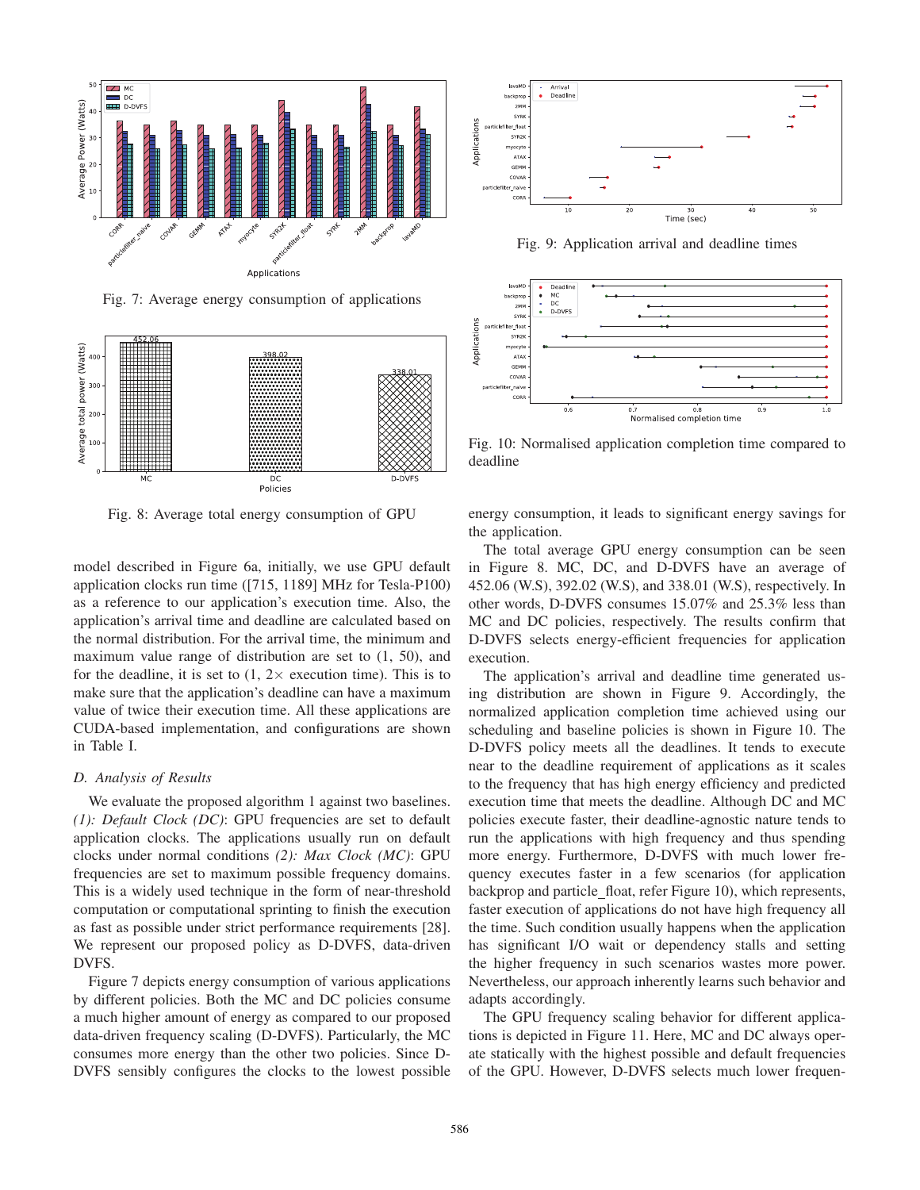Fig. 7: Average energy consumption of applications

Fig. 8: Average total energy consumption of GPU

model described in Figure 6a, initially, we use GPU default application clocks run time ([715, 1189] MHz for Tesla-P100) as a reference to our application's execution time. Also, the application's arrival time and deadline are calculated based on the normal distribution. For the arrival time, the minimum and maximum value range of distribution are set to (1, 50), and for the deadline, it is set to (1, 2× execution time). This is to make sure that the application's deadline can have a maximum value of twice their execution time. All these applications are CUDA-based implementation, and configurations are shown in Table I.

### D. Analysis of Results

We evaluate the proposed algorithm 1 against two baselines. *(1): Default Clock (DC)*: GPU frequencies are set to default application clocks. The applications usually run on default clocks under normal conditions *(2): Max Clock (MC)*: GPU frequencies are set to maximum possible frequency domains. This is a widely used technique in the form of near-threshold computation or computational sprinting to finish the execution as fast as possible under strict performance requirements [28]. We represent our proposed policy as D-DVFS, data-driven DVFS.

Figure 7 depicts energy consumption of various applications by different policies. Both the MC and DC policies consume a much higher amount of energy as compared to our proposed data-driven frequency scaling (D-DVFS). Particularly, the MC consumes more energy than the other two policies. Since D-DVFS sensibly configures the clocks to the lowest possible energy consumption, it leads to significant energy savings for the application.

Fig. 9: Application arrival and deadline times

Fig. 10: Normalised application completion time compared to deadline

The total average GPU energy consumption can be seen in Figure 8. MC, DC, and D-DVFS have an average of 452.06 (W.S), 392.02 (W.S), and 338.01 (W.S), respectively. In other words, D-DVFS consumes 15.07% and 25.3% less than MC and DC policies, respectively. The results confirm that D-DVFS selects energy-efficient frequencies for application execution.

The application's arrival and deadline time generated using distribution are shown in Figure 9. Accordingly, the normalized application completion time achieved using our scheduling and baseline policies is shown in Figure 10. The D-DVFS policy meets all the deadlines. It tends to execute near to the deadline requirement of applications as it scales to the frequency that has high energy efficiency and predicted execution time that meets the deadline. Although DC and MC policies execute faster, their deadline-agnostic nature tends to run the applications with high frequency and thus spending more energy. Furthermore, D-DVFS with much lower frequency executes faster in a few scenarios (for application backprop and particle_float, refer Figure 10), which represents, faster execution of applications do not have high frequency all the time. Such condition usually happens when the application has significant I/O wait or dependency stalls and setting the higher frequency in such scenarios wastes more power. Nevertheless, our approach inherently learns such behavior and adapts accordingly.

The GPU frequency scaling behavior for different applications is depicted in Figure 11. Here, MC and DC always operate statically with the highest possible and default frequencies of the GPU. However, D-DVFS selects much lower frequen-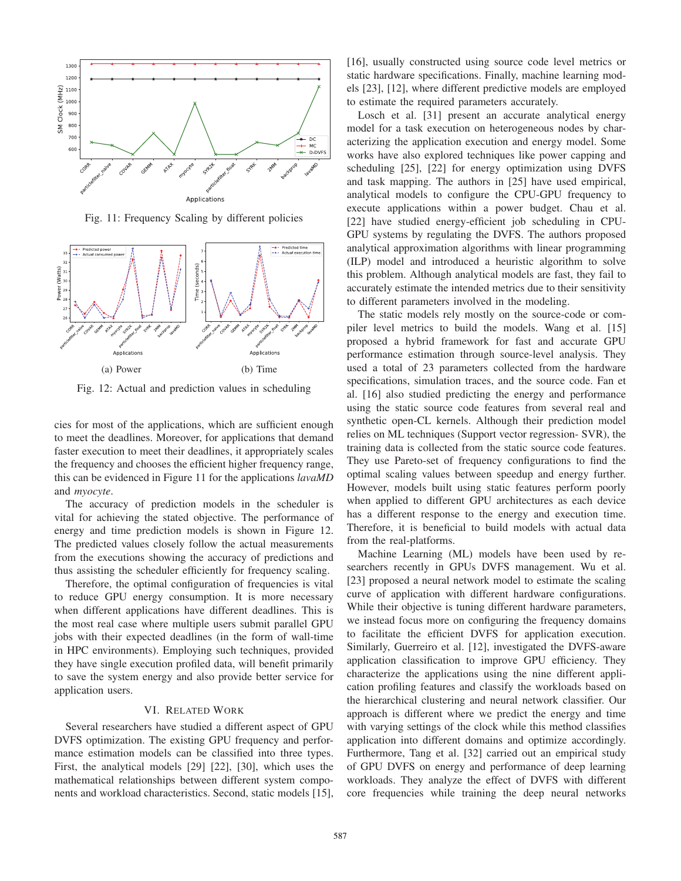Fig. 11: Frequency Scaling by different policies

(a) Power

(b) Time

Fig. 12: Actual and prediction values in scheduling

cies for most of the applications, which are sufficient enough to meet the deadlines. Moreover, for applications that demand faster execution to meet their deadlines, it appropriately scales the frequency and chooses the efficient higher frequency range, this can be evidenced in Figure 11 for the applications *lavaMD* and *myocyte*.

The accuracy of prediction models in the scheduler is vital for achieving the stated objective. The performance of energy and time prediction models is shown in Figure 12. The predicted values closely follow the actual measurements from the executions showing the accuracy of predictions and thus assisting the scheduler efficiently for frequency scaling.

Therefore, the optimal configuration of frequencies is vital to reduce GPU energy consumption. It is more necessary when different applications have different deadlines. This is the most real case where multiple users submit parallel GPU jobs with their expected deadlines (in the form of wall-time in HPC environments). Employing such techniques, provided they have single execution profiled data, will benefit primarily to save the system energy and also provide better service for application users.

## VI. Related Work

Several researchers have studied a different aspect of GPU DVFS optimization. The existing GPU frequency and performance estimation models can be classified into three types. First, the analytical models [29] [22], [30], which uses the mathematical relationships between different system components and workload characteristics. Second, static models [15], [16], usually constructed using source code level metrics or static hardware specifications. Finally, machine learning models [23], [12], where different predictive models are employed to estimate the required parameters accurately.

Losch et al. [31] present an accurate analytical energy model for a task execution on heterogeneous nodes by characterizing the application execution and energy model. Some works have also explored techniques like power capping and scheduling [25], [22] for energy optimization using DVFS and task mapping. The authors in [25] have used empirical, analytical models to configure the CPU-GPU frequency to execute applications within a power budget. Chau et al. [22] have studied energy-efficient job scheduling in CPU-GPU systems by regulating the DVFS. The authors proposed analytical approximation algorithms with linear programming (ILP) model and introduced a heuristic algorithm to solve this problem. Although analytical models are fast, they fail to accurately estimate the intended metrics due to their sensitivity to different parameters involved in the modeling.

The static models rely mostly on the source-code or compiler level metrics to build the models. Wang et al. [15] proposed a hybrid framework for fast and accurate GPU performance estimation through source-level analysis. They used a total of 23 parameters collected from the hardware specifications, simulation traces, and the source code. Fan et al. [16] also studied predicting the energy and performance using the static source code features from several real and synthetic open-CL kernels. Although their prediction model relies on ML techniques (Support vector regression- SVR), the training data is collected from the static source code features. They use Pareto-set of frequency configurations to find the optimal scaling values between speedup and energy further. However, models built using static features perform poorly when applied to different GPU architectures as each device has a different response to the energy and execution time. Therefore, it is beneficial to build models with actual data from the real-platforms.

Machine Learning (ML) models have been used by researchers recently in GPUs DVFS management. Wu et al. [23] proposed a neural network model to estimate the scaling curve of application with different hardware configurations. While their objective is tuning different hardware parameters, we instead focus more on configuring the frequency domains to facilitate the efficient DVFS for application execution. Similarly, Guerreiro et al. [12], investigated the DVFS-aware application classification to improve GPU efficiency. They characterize the applications using the nine different application profiling features and classify the workloads based on the hierarchical clustering and neural network classifier. Our approach is different where we predict the energy and time with varying settings of the clock while this method classifies application into different domains and optimize accordingly. Furthermore, Tang et al. [32] carried out an empirical study of GPU DVFS on energy and performance of deep learning workloads. They analyze the effect of DVFS with different core frequencies while training the deep neural networks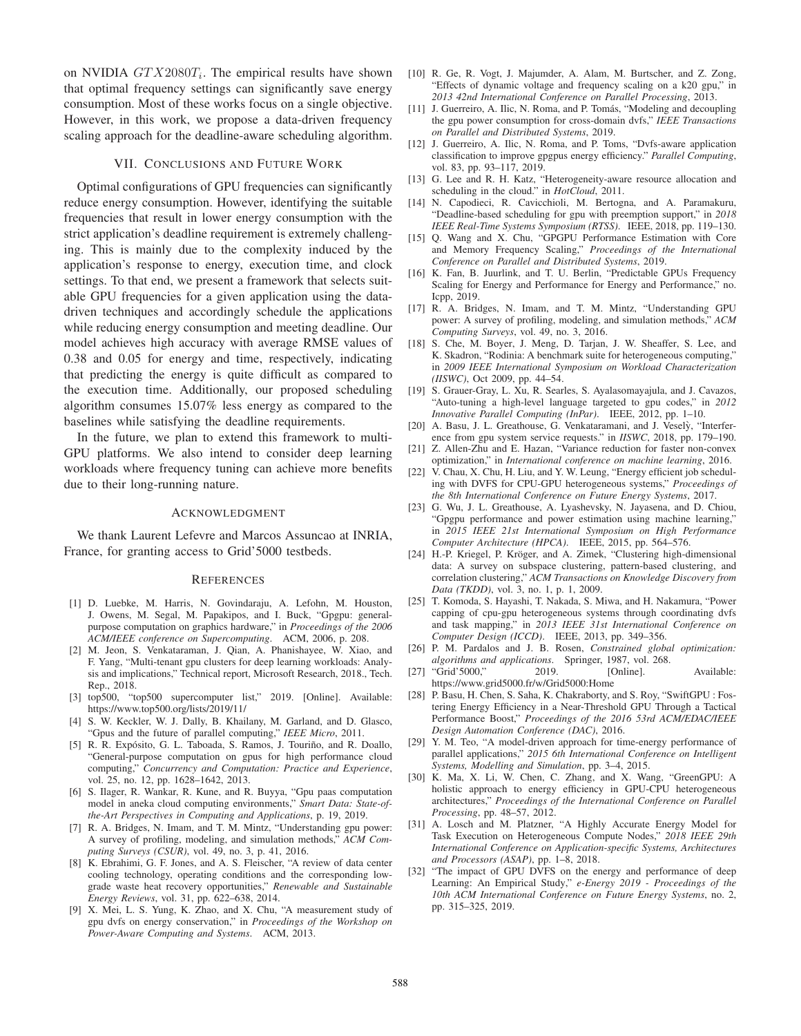on NVIDIA $GTX2080T_i$. The empirical results have shown that optimal frequency settings can significantly save energy consumption. Most of these works focus on a single objective. However, in this work, we propose a data-driven frequency scaling approach for the deadline-aware scheduling algorithm.

## VII. Conclusions and Future Work

Optimal configurations of GPU frequencies can significantly reduce energy consumption. However, identifying the suitable frequencies that result in lower energy consumption with the strict application's deadline requirement is extremely challenging. This is mainly due to the complexity induced by the application's response to energy, execution time, and clock settings. To that end, we present a framework that selects suitable GPU frequencies for a given application using the data-driven techniques and accordingly schedule the applications while reducing energy consumption and meeting deadline. Our model achieves high accuracy with average RMSE values of 0.38 and 0.05 for energy and time, respectively, indicating that predicting the energy is quite difficult as compared to the execution time. Additionally, our proposed scheduling algorithm consumes 15.07% less energy as compared to the baselines while satisfying the deadline requirements.

In the future, we plan to extend this framework to multi-GPU platforms. We also intend to consider deep learning workloads where frequency tuning can achieve more benefits due to their long-running nature.

## Acknowledgment

We thank Laurent Lefevre and Marcos Assuncao at INRIA, France, for granting access to Grid'5000 testbeds.

## References

[1] D. Luebke, M. Harris, N. Govindaraju, A. Lefohn, M. Houston, J. Owens, M. Segal, M. Papakipos, and I. Buck, "Gpgpu: general-purpose computation on graphics hardware," in *Proceedings of the 2006 ACM/IEEE conference on Supercomputing*. ACM, 2006, p. 208.

[2] M. Jeon, S. Venkataraman, J. Qian, A. Phanishayee, W. Xiao, and F. Yang, "Multi-tenant gpu clusters for deep learning workloads: Analysis and implications," Technical report, Microsoft Research, 2018., Tech. Rep., 2018.

[3] top500, "top500 supercomputer list," 2019. [Online]. Available: https://www.top500.org/lists/2019/11/

[4] S. W. Keckler, W. J. Dally, B. Khailany, M. Garland, and D. Glasco, "Gpus and the future of parallel computing," *IEEE Micro*, 2011.

[5] R. R. Expósito, G. L. Taboada, S. Ramos, J. Touriño, and R. Doallo, "General-purpose computation on gpus for high performance cloud computing," *Concurrency and Computation: Practice and Experience*, vol. 25, no. 12, pp. 1628–1642, 2013.

[6] S. Ilager, R. Wankar, R. Kune, and R. Buyya, "Gpu paas computation model in aneka cloud computing environments," *Smart Data: State-of-the-Art Perspectives in Computing and Applications*, p. 19, 2019.

[7] R. A. Bridges, N. Imam, and T. M. Mintz, "Understanding gpu power: A survey of profiling, modeling, and simulation methods," *ACM Computing Surveys (CSUR)*, vol. 49, no. 3, p. 41, 2016.

[8] K. Ebrahimi, G. F. Jones, and A. S. Fleischer, "A review of data center cooling technology, operating conditions and the corresponding low-grade waste heat recovery opportunities," *Renewable and Sustainable Energy Reviews*, vol. 31, pp. 622–638, 2014.

[9] X. Mei, L. S. Yung, K. Zhao, and X. Chu, "A measurement study of gpu dvfs on energy conservation," in *Proceedings of the Workshop on Power-Aware Computing and Systems*. ACM, 2013.

[10] R. Ge, R. Vogt, J. Majumder, A. Alam, M. Burtscher, and Z. Zong, "Effects of dynamic voltage and frequency scaling on a k20 gpu," in *2013 42nd International Conference on Parallel Processing*, 2013.

[11] J. Guerreiro, A. Ilic, N. Roma, and P. Tomás, "Modeling and decoupling the gpu power consumption for cross-domain dvfs," *IEEE Transactions on Parallel and Distributed Systems*, 2019.

[12] J. Guerreiro, A. Ilic, N. Roma, and P. Toms, "Dvfs-aware application classification to improve gpgpus energy efficiency." *Parallel Computing*, vol. 83, pp. 93–117, 2019.

[13] G. Lee and R. H. Katz, "Heterogeneity-aware resource allocation and scheduling in the cloud." in *HotCloud*, 2011.

[14] N. Capodieci, R. Cavicchioli, M. Bertogna, and A. Paramakuru, "Deadline-based scheduling for gpu with preemption support," in *2018 IEEE Real-Time Systems Symposium (RTSS)*. IEEE, 2018, pp. 119–130.

[15] Q. Wang and X. Chu, "GPGPU Performance Estimation with Core and Memory Frequency Scaling," *Proceedings of the International Conference on Parallel and Distributed Systems*, 2019.

[16] K. Fan, B. Juurlink, and T. U. Berlin, "Predictable GPUs Frequency Scaling for Energy and Performance for Energy and Performance," no. Icpp, 2019.

[17] R. A. Bridges, N. Imam, and T. M. Mintz, "Understanding GPU power: A survey of profiling, modeling, and simulation methods," *ACM Computing Surveys*, vol. 49, no. 3, 2016.

[18] S. Che, M. Boyer, J. Meng, D. Tarjan, J. W. Sheaffer, S. Lee, and K. Skadron, "Rodinia: A benchmark suite for heterogeneous computing," in *2009 IEEE International Symposium on Workload Characterization (IISWC)*, Oct 2009, pp. 44–54.

[19] S. Grauer-Gray, L. Xu, R. Searles, S. Ayalasomayajula, and J. Cavazos, "Auto-tuning a high-level language targeted to gpu codes," in *2012 Innovative Parallel Computing (InPar)*. IEEE, 2012, pp. 1–10.

[20] A. Basu, J. L. Greathouse, G. Venkataramani, and J. Veselỳ, "Interference from gpu system service requests." in *IISWC*, 2018, pp. 179–190.

[21] Z. Allen-Zhu and E. Hazan, "Variance reduction for faster non-convex optimization," in *International conference on machine learning*, 2016.

[22] V. Chau, X. Chu, H. Liu, and Y. W. Leung, "Energy efficient job scheduling with DVFS for CPU-GPU heterogeneous systems," *Proceedings of the 8th International Conference on Future Energy Systems*, 2017.

[23] G. Wu, J. L. Greathouse, A. Lyashevsky, N. Jayasena, and D. Chiou, "Gpgpu performance and power estimation using machine learning," in *2015 IEEE 21st International Symposium on High Performance Computer Architecture (HPCA)*. IEEE, 2015, pp. 564–576.

[24] H.-P. Kriegel, P. Kröger, and A. Zimek, "Clustering high-dimensional data: A survey on subspace clustering, pattern-based clustering, and correlation clustering," *ACM Transactions on Knowledge Discovery from Data (TKDD)*, vol. 3, no. 1, p. 1, 2009.

[25] T. Komoda, S. Hayashi, T. Nakada, S. Miwa, and H. Nakamura, "Power capping of cpu-gpu heterogeneous systems through coordinating dvfs and task mapping," in *2013 IEEE 31st International Conference on Computer Design (ICCD)*. IEEE, 2013, pp. 349–356.

[26] P. M. Pardalos and J. B. Rosen, *Constrained global optimization: algorithms and applications*. Springer, 1987, vol. 268.

[27] "Grid'5000," 2019. [Online]. Available: https://www.grid5000.fr/w/Grid5000:Home

[28] P. Basu, H. Chen, S. Saha, K. Chakraborty, and S. Roy, "SwiftGPU : Fostering Energy Efficiency in a Near-Threshold GPU Through a Tactical Performance Boost," *Proceedings of the 2016 53rd ACM/EDAC/IEEE Design Automation Conference (DAC)*, 2016.

[29] Y. M. Teo, "A model-driven approach for time-energy performance of parallel applications," *2015 6th International Conference on Intelligent Systems, Modelling and Simulation*, pp. 3–4, 2015.

[30] K. Ma, X. Li, W. Chen, C. Zhang, and X. Wang, "GreenGPU: A holistic approach to energy efficiency in GPU-CPU heterogeneous architectures," *Proceedings of the International Conference on Parallel Processing*, pp. 48–57, 2012.

[31] A. Losch and M. Platzner, "A Highly Accurate Energy Model for Task Execution on Heterogeneous Compute Nodes," *2018 IEEE 29th International Conference on Application-specific Systems, Architectures and Processors (ASAP)*, pp. 1–8, 2018.

[32] "The impact of GPU DVFS on the energy and performance of deep Learning: An Empirical Study," *e-Energy 2019 - Proceedings of the 10th ACM International Conference on Future Energy Systems*, no. 2, pp. 315–325, 2019.